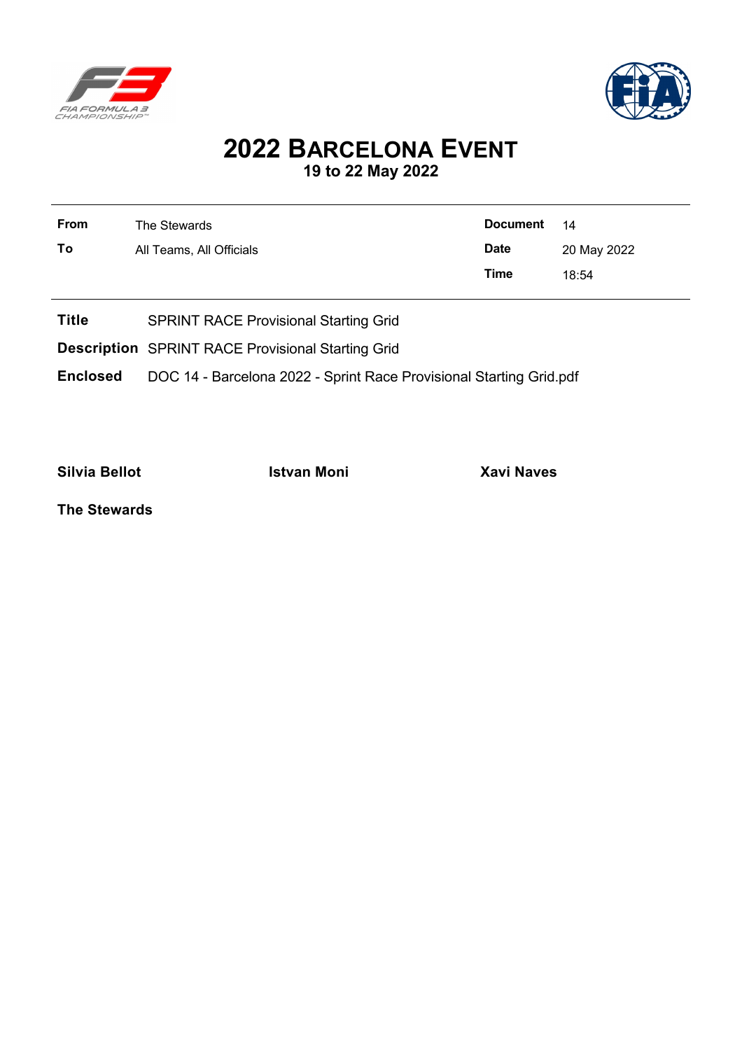# 2022 BARCELONA EVENT

## 19 to 22 May 2022

| | | | |
|---|---|---|---|
| **From** | The Stewards | **Document** | 14 |
| **To** | All Teams, All Officials | **Date** | 20 May 2022 |
| | | **Time** | 18:54 |

**Title** SPRINT RACE Provisional Starting Grid

**Description** SPRINT RACE Provisional Starting Grid

**Enclosed** DOC 14 - Barcelona 2022 - Sprint Race Provisional Starting Grid.pdf

**Silvia Bellot** **Istvan Moni** **Xavi Naves**

**The Stewards**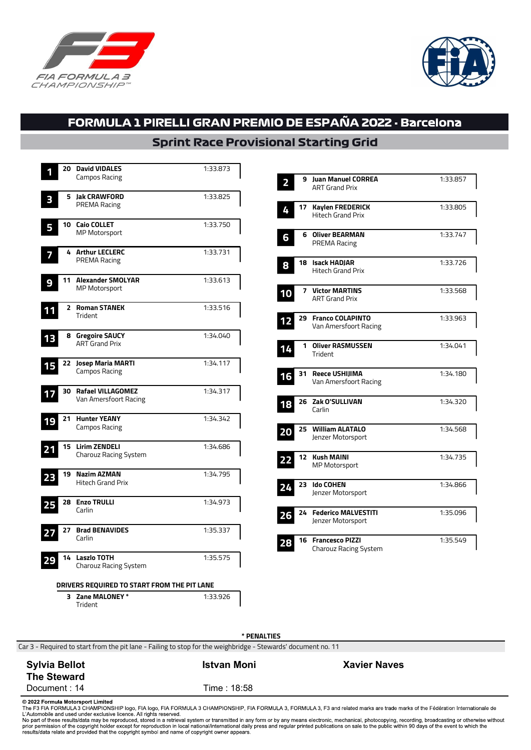# FORMULA 1 PIRELLI GRAN PREMIO DE ESPAÑA 2022 - Barcelona

## Sprint Race Provisional Starting Grid

| Pos | No | Driver | Team | Time |
|---|---|---|---|---|
| 1 | 20 | David VIDALES | Campos Racing | 1:33.873 |
| 2 | 9 | Juan Manuel CORREA | ART Grand Prix | 1:33.857 |
| 3 | 5 | Jak CRAWFORD | PREMA Racing | 1:33.825 |
| 4 | 17 | Kaylen FREDERICK | Hitech Grand Prix | 1:33.805 |
| 5 | 10 | Caio COLLET | MP Motorsport | 1:33.750 |
| 6 | 6 | Oliver BEARMAN | PREMA Racing | 1:33.747 |
| 7 | 4 | Arthur LECLERC | PREMA Racing | 1:33.731 |
| 8 | 18 | Isack HADJAR | Hitech Grand Prix | 1:33.726 |
| 9 | 11 | Alexander SMOLYAR | MP Motorsport | 1:33.613 |
| 10 | 7 | Victor MARTINS | ART Grand Prix | 1:33.568 |
| 11 | 2 | Roman STANEK | Trident | 1:33.516 |
| 12 | 29 | Franco COLAPINTO | Van Amersfoort Racing | 1:33.963 |
| 13 | 8 | Gregoire SAUCY | ART Grand Prix | 1:34.040 |
| 14 | 1 | Oliver RASMUSSEN | Trident | 1:34.041 |
| 15 | 22 | Josep Maria MARTI | Campos Racing | 1:34.117 |
| 16 | 31 | Reece USHIJIMA | Van Amersfoort Racing | 1:34.180 |
| 17 | 30 | Rafael VILLAGOMEZ | Van Amersfoort Racing | 1:34.317 |
| 18 | 26 | Zak O'SULLIVAN | Carlin | 1:34.320 |
| 19 | 21 | Hunter YEANY | Campos Racing | 1:34.342 |
| 20 | 25 | William ALATALO | Jenzer Motorsport | 1:34.568 |
| 21 | 15 | Lirim ZENDELI | Charouz Racing System | 1:34.686 |
| 22 | 12 | Kush MAINI | MP Motorsport | 1:34.735 |
| 23 | 19 | Nazim AZMAN | Hitech Grand Prix | 1:34.795 |
| 24 | 23 | Ido COHEN | Jenzer Motorsport | 1:34.866 |
| 25 | 28 | Enzo TRULLI | Carlin | 1:34.973 |
| 26 | 24 | Federico MALVESTITI | Jenzer Motorsport | 1:35.096 |
| 27 | 27 | Brad BENAVIDES | Carlin | 1:35.337 |
| 28 | 16 | Francesco PIZZI | Charouz Racing System | 1:35.549 |
| 29 | 14 | Laszlo TOTH | Charouz Racing System | 1:35.575 |

**DRIVERS REQUIRED TO START FROM THE PIT LANE**

| No | Driver | Team | Time |
|---|---|---|---|
| 3 | Zane MALONEY * | Trident | 1:33.926 |

**\* PENALTIES**

Car 3 - Required to start from the pit lane - Failing to stop for the weighbridge - Stewards' document no. 11

**Sylvia Bellot** **Istvan Moni** **Xavier Naves**

**The Steward**

Document : 14

Time : 18:58

© 2022 Formula Motorsport Limited
The F3 FIA FORMULA 3 CHAMPIONSHIP logo, FIA logo, FIA FORMULA 3 CHAMPIONSHIP, FIA FORMULA 3, FORMULA 3, F3 and related marks are trade marks of the Fédération Internationale de L'Automobile and used under exclusive licence. All rights reserved.
No part of these results/data may be reproduced, stored in a retrieval system or transmitted in any form or by any means electronic, mechanical, photocopying, recording, broadcasting or otherwise without prior permission of the copyright holder except for reproduction in local national/international daily press and regular printed publications on sale to the public within 90 days of the event to which the results/data relate and provided that the copyright symbol and name of copyright owner appears.